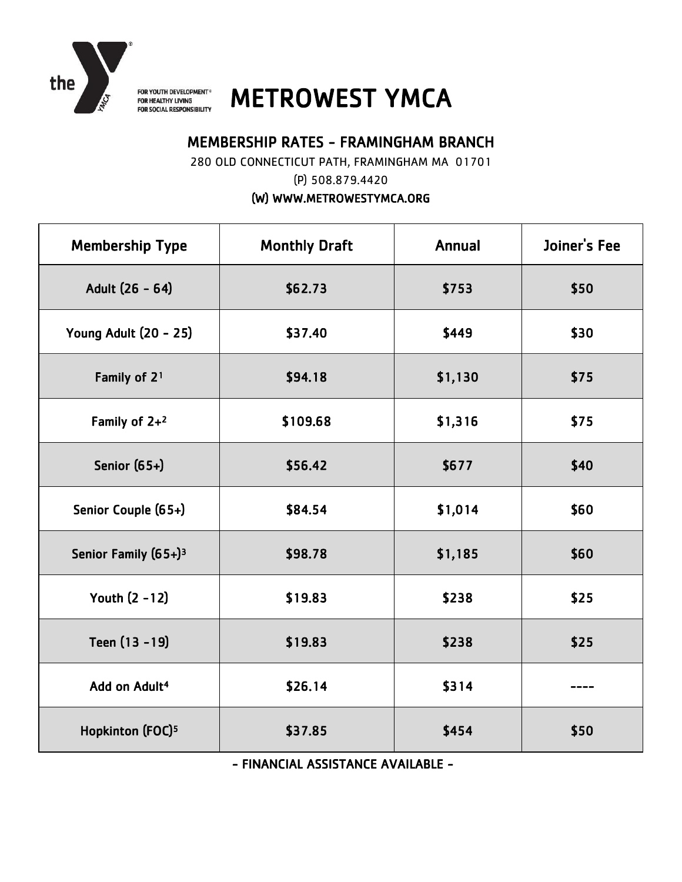# METROWEST YCMA

the Y — FOR YOUTH DEVELOPMENT® FOR HEALTHY LIVING FOR SOCIAL RESPONSIBILITY

## METROWEST YMCA

### MEMBERSHIP RATES - FRAMINGHAM BRANCH

280 OLD CONNECTICUT PATH, FRAMINGHAM MA 01701

(P) 508.879.4420

(W) WWW.METROWESTYMCA.ORG

| Membership Type | Monthly Draft | Annual | Joiner's Fee |
|---|---|---|---|
| Adult (26 - 64) | $62.73 | $753 | $50 |
| Young Adult (20 - 25) | $37.40 | $449 | $30 |
| Family of 2[1] | $94.18 | $1,130 | $75 |
| Family of 2+[2] | $109.68 | $1,316 | $75 |
| Senior (65+) | $56.42 | $677 | $40 |
| Senior Couple (65+) | $84.54 | $1,014 | $60 |
| Senior Family (65+)[3] | $98.78 | $1,185 | $60 |
| Youth (2 -12) | $19.83 | $238 | $25 |
| Teen (13 -19) | $19.83 | $238 | $25 |
| Add on Adult[4] | $26.14 | $314 | ---- |
| Hopkinton (FOC)[5] | $37.85 | $454 | $50 |

- FINANCIAL ASSISTANCE AVAILABLE -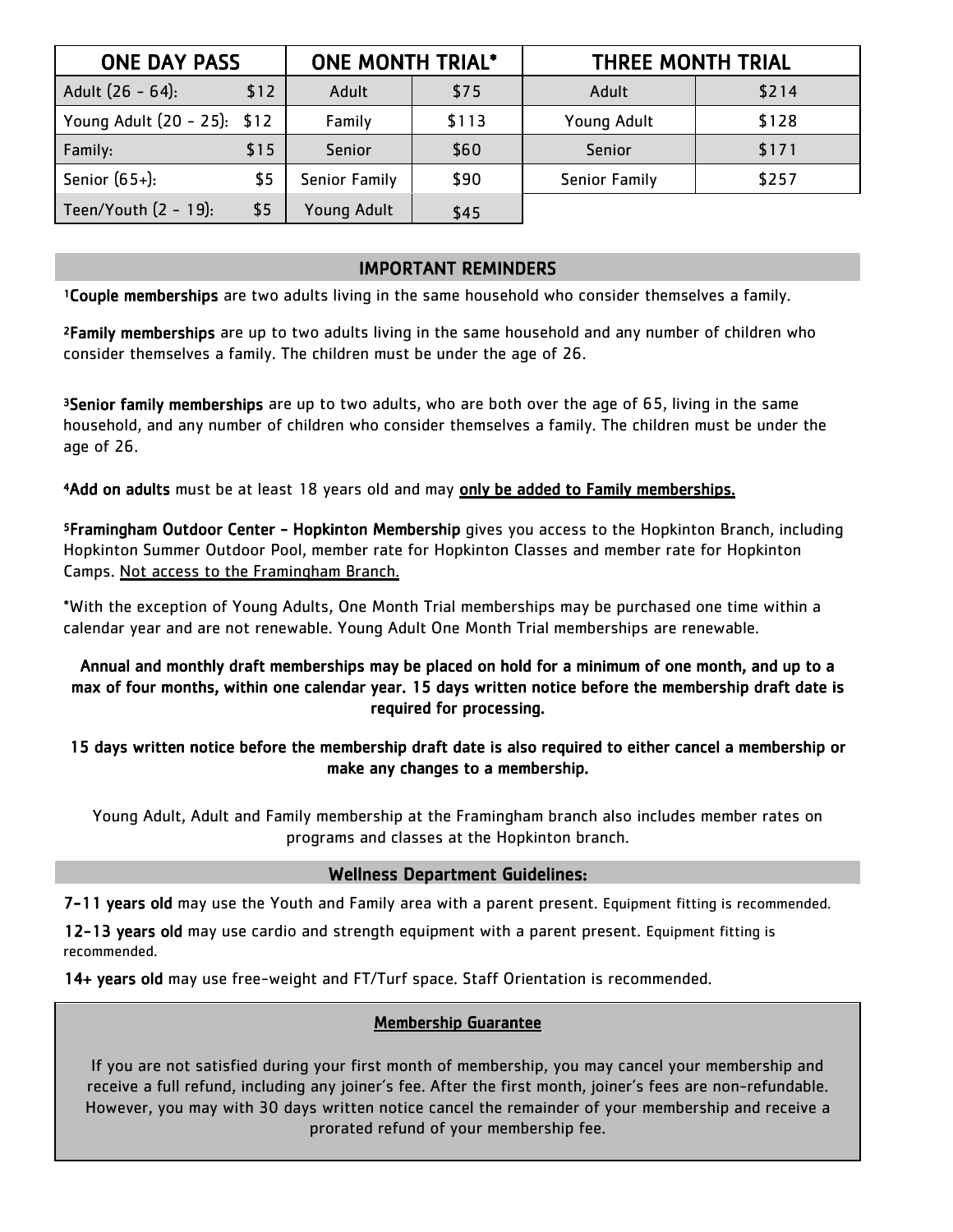| ONE DAY PASS | | ONE MONTH TRIAL* | | THREE MONTH TRIAL | |
|---|---|---|---|---|---|
| Adult (26 - 64): | $12 | Adult | $75 | Adult | $214 |
| Young Adult (20 - 25): | $12 | Family | $113 | Young Adult | $128 |
| Family: | $15 | Senior | $60 | Senior | $171 |
| Senior (65+): | $5 | Senior Family | $90 | Senior Family | $257 |
| Teen/Youth (2 - 19): | $5 | Young Adult | $45 | | |

## IMPORTANT REMINDERS

[1]**Couple memberships** are two adults living in the same household who consider themselves a family.

[2]**Family memberships** are up to two adults living in the same household and any number of children who consider themselves a family. The children must be under the age of 26.

[3]**Senior family memberships** are up to two adults, who are both over the age of 65, living in the same household, and any number of children who consider themselves a family. The children must be under the age of 26.

[4]**Add on adults** must be at least 18 years old and may **only be added to Family memberships.**

[5]**Framingham Outdoor Center - Hopkinton Membership** gives you access to the Hopkinton Branch, including Hopkinton Summer Outdoor Pool, member rate for Hopkinton Classes and member rate for Hopkinton Camps. Not access to the Framingham Branch.

*With the exception of Young Adults, One Month Trial memberships may be purchased one time within a calendar year and are not renewable. Young Adult One Month Trial memberships are renewable.

**Annual and monthly draft memberships may be placed on hold for a minimum of one month, and up to a max of four months, within one calendar year. 15 days written notice before the membership draft date is required for processing.**

**15 days written notice before the membership draft date is also required to either cancel a membership or make any changes to a membership.**

Young Adult, Adult and Family membership at the Framingham branch also includes member rates on programs and classes at the Hopkinton branch.

## Wellness Department Guidelines:

**7-11 years old** may use the Youth and Family area with a parent present. Equipment fitting is recommended.

**12-13 years old** may use cardio and strength equipment with a parent present. Equipment fitting is recommended.

**14+ years old** may use free-weight and FT/Turf space. Staff Orientation is recommended.

**Membership Guarantee**

If you are not satisfied during your first month of membership, you may cancel your membership and receive a full refund, including any joiner's fee. After the first month, joiner's fees are non-refundable. However, you may with 30 days written notice cancel the remainder of your membership and receive a prorated refund of your membership fee.